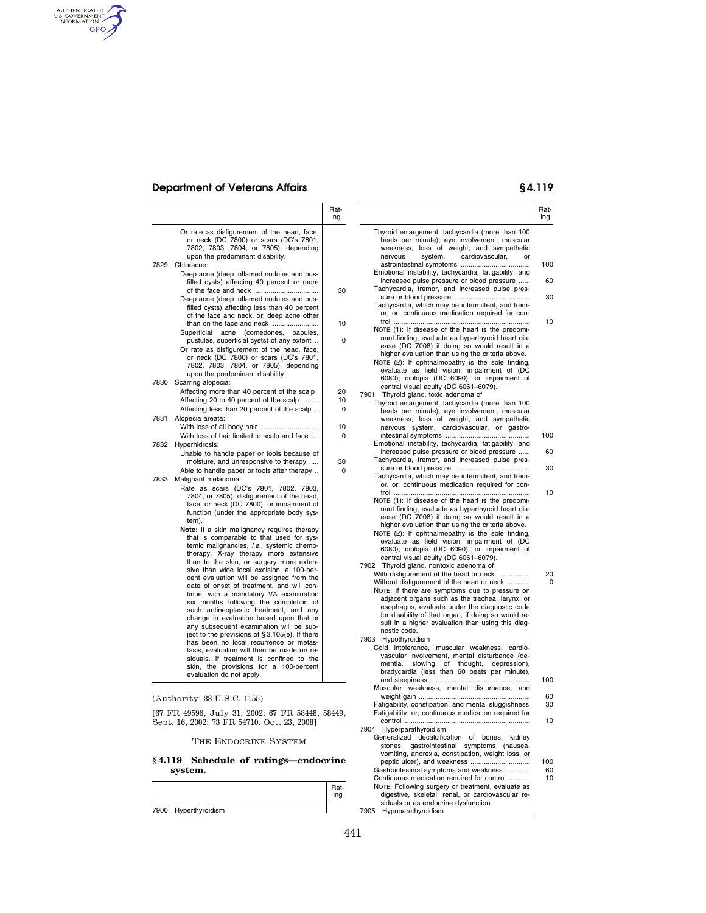| | Rating |
|---|---|
| Or rate as disfigurement of the head, face, or neck (DC 7800) or scars (DC's 7801, 7802, 7803, 7804, or 7805), depending upon the predominant disability. | |
| 7829 Chloracne: | |
| Deep acne (deep inflamed nodules and pus-filled cysts) affecting 40 percent or more of the face and neck | 30 |
| Deep acne (deep inflamed nodules and pus-filled cysts) affecting less than 40 percent of the face and neck, or; deep acne other than on the face and neck | 10 |
| Superficial acne (comedones, papules, pustules, superficial cysts) of any extent | 0 |
| Or rate as disfigurement of the head, face, or neck (DC 7800) or scars (DC's 7801, 7802, 7803, 7804, or 7805), depending upon the predominant disability. | |
| 7830 Scarring alopecia: | |
| Affecting more than 40 percent of the scalp | 20 |
| Affecting 20 to 40 percent of the scalp | 10 |
| Affecting less than 20 percent of the scalp | 0 |
| 7831 Alopecia areata: | |
| With loss of all body hair | 10 |
| With loss of hair limited to scalp and face | 0 |
| 7832 Hyperhidrosis: | |
| Unable to handle paper or tools because of moisture, and unresponsive to therapy | 30 |
| Able to handle paper or tools after therapy | 0 |
| 7833 Malignant melanoma: | |
| Rate as scars (DC's 7801, 7802, 7803, 7804, or 7805), disfigurement of the head, face, or neck (DC 7800), or impairment of function (under the appropriate body system). | |
| **Note:** If a skin malignancy requires therapy that is comparable to that used for systemic malignancies, *i.e.*, systemic chemotherapy, X-ray therapy more extensive than to the skin, or surgery more extensive than wide local excision, a 100-percent evaluation will be assigned from the date of onset of treatment, and will continue, with a mandatory VA examination six months following the completion of such antineoplastic treatment, and any change in evaluation based upon that or any subsequent examination will be subject to the provisions of § 3.105(e). If there has been no local recurrence or metastasis, evaluation will then be made on residuals. If treatment is confined to the skin, the provisions for a 100-percent evaluation do not apply. | |

(Authority: 38 U.S.C. 1155)

[67 FR 49596, July 31, 2002; 67 FR 58448, 58449, Sept. 16, 2002; 73 FR 54710, Oct. 23, 2008]

THE ENDOCRINE SYSTEM

## § 4.119 Schedule of ratings—endocrine system.

| | Rating |
|---|---|
| 7900 Hyperthyroidism | |
| Thyroid enlargement, tachycardia (more than 100 beats per minute), eye involvement, muscular weakness, loss of weight, and sympathetic nervous system, cardiovascular, or astrointestinal symptoms | 100 |
| Emotional instability, tachycardia, fatigability, and increased pulse pressure or blood pressure | 60 |
| Tachycardia, tremor, and increased pulse pressure or blood pressure | 30 |
| Tachycardia, which may be intermittent, and tremor, or; continuous medication required for control | 10 |
| NOTE (1): If disease of the heart is the predominant finding, evaluate as hyperthyroid heart disease (DC 7008) if doing so would result in a higher evaluation than using the criteria above. | |
| NOTE (2): If ophthalmopathy is the sole finding, evaluate as field vision, impairment of (DC 6080); diplopia (DC 6090); or impairment of central visual acuity (DC 6061–6079). | |
| 7901 Thyroid gland, toxic adenoma of | |
| Thyroid enlargement, tachycardia (more than 100 beats per minute), eye involvement, muscular weakness, loss of weight, and sympathetic nervous system, cardiovascular, or gastrointestinal symptoms | 100 |
| Emotional instability, tachycardia, fatigability, and increased pulse pressure or blood pressure | 60 |
| Tachycardia, tremor, and increased pulse pressure or blood pressure | 30 |
| Tachycardia, which may be intermittent, and tremor, or; continuous medication required for control | 10 |
| NOTE (1): If disease of the heart is the predominant finding, evaluate as hyperthyroid heart disease (DC 7008) if doing so would result in a higher evaluation than using the criteria above. | |
| NOTE (2): If ophthalmopathy is the sole finding, evaluate as field vision, impairment of (DC 6080); diplopia (DC 6090); or impairment of central visual acuity (DC 6061–6079). | |
| 7902 Thyroid gland, nontoxic adenoma of | |
| With disfigurement of the head or neck | 20 |
| Without disfigurement of the head or neck | 0 |
| NOTE: If there are symptoms due to pressure on adjacent organs such as the trachea, larynx, or esophagus, evaluate under the diagnostic code for disability of that organ, if doing so would result in a higher evaluation than using this diagnostic code. | |
| 7903 Hypothyroidism | |
| Cold intolerance, muscular weakness, cardiovascular involvement, mental disturbance (dementia, slowing of thought, depression), bradycardia (less than 60 beats per minute), and sleepiness | 100 |
| Muscular weakness, mental disturbance, and weight gain | 60 |
| Fatigability, constipation, and mental sluggishness | 30 |
| Fatigability, or; continuous medication required for control | 10 |
| 7904 Hyperparathyroidism | |
| Generalized decalcification of bones, kidney stones, gastrointestinal symptoms (nausea, vomiting, anorexia, constipation, weight loss, or peptic ulcer), and weakness | 100 |
| Gastrointestinal symptoms and weakness | 60 |
| Continuous medication required for control | 10 |
| NOTE: Following surgery or treatment, evaluate as digestive, skeletal, renal, or cardiovascular residuals or as endocrine dysfunction. | |
| 7905 Hypoparathyroidism | |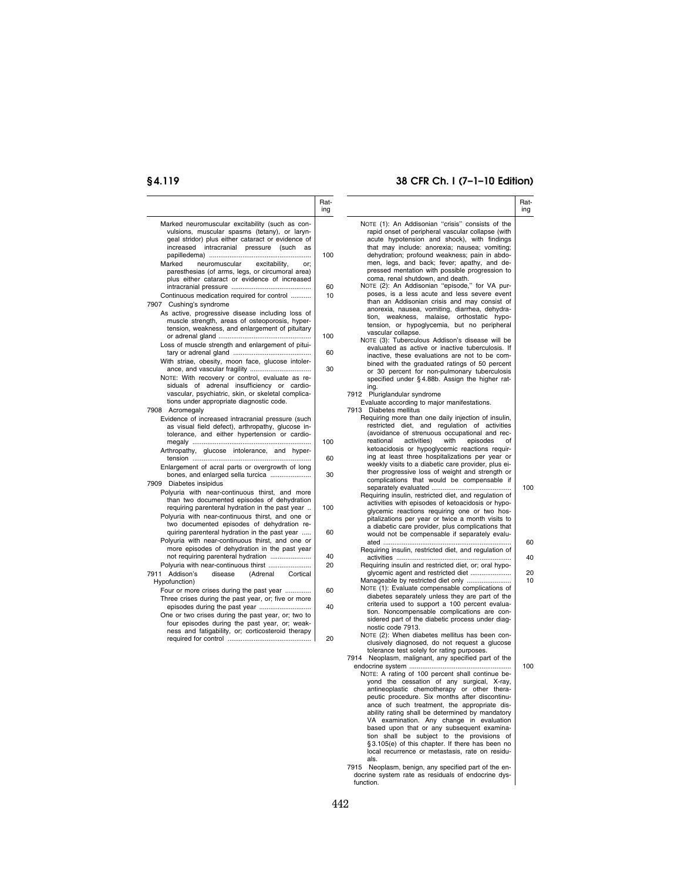| | Rating |
|---|---|
| Marked neuromuscular excitability (such as convulsions, muscular spasms (tetany), or laryngeal stridor) plus either cataract or evidence of increased intracranial pressure (such as papilledema) | 100 |
| Marked neuromuscular excitability, or; paresthesias (of arms, legs, or circumoral area) plus either cataract or evidence of increased intracranial pressure | 60 |
| Continuous medication required for control | 10 |
| 7907 Cushing's syndrome | |
| As active, progressive disease including loss of muscle strength, areas of osteoporosis, hypertension, weakness, and enlargement of pituitary or adrenal gland | 100 |
| Loss of muscle strength and enlargement of pituitary or adrenal gland | 60 |
| With striae, obesity, moon face, glucose intolerance, and vascular fragility | 30 |
| NOTE: With recovery or control, evaluate as residuals of adrenal insufficiency or cardiovascular, psychiatric, skin, or skeletal complications under appropriate diagnostic code. | |
| 7908 Acromegaly | |
| Evidence of increased intracranial pressure (such as visual field defect), arthropathy, glucose intolerance, and either hypertension or cardiomegaly | 100 |
| Arthropathy, glucose intolerance, and hypertension | 60 |
| Enlargement of acral parts or overgrowth of long bones, and enlarged sella turcica | 30 |
| 7909 Diabetes insipidus | |
| Polyuria with near-continuous thirst, and more than two documented episodes of dehydration requiring parenteral hydration in the past year | 100 |
| Polyuria with near-continuous thirst, and one or two documented episodes of dehydration requiring parenteral hydration in the past year | 60 |
| Polyuria with near-continuous thirst, and one or more episodes of dehydration in the past year not requiring parenteral hydration | 40 |
| Polyuria with near-continuous thirst | 20 |
| 7911 Addison's disease (Adrenal Cortical Hypofunction) | |
| Four or more crises during the past year | 60 |
| Three crises during the past year, or; five or more episodes during the past year | 40 |
| One or two crises during the past year, or; two to four episodes during the past year, or; weakness and fatigability, or; corticosteroid therapy required for control | 20 |
| NOTE (1): An Addisonian "crisis" consists of the rapid onset of peripheral vascular collapse (with acute hypotension and shock), with findings that may include: anorexia; nausea; vomiting; dehydration; profound weakness; pain in abdomen, legs, and back; fever; apathy, and depressed mentation with possible progression to coma, renal shutdown, and death. | |
| NOTE (2): An Addisonian "episode," for VA purposes, is a less acute and less severe event than an Addisonian crisis and may consist of anorexia, nausea, vomiting, diarrhea, dehydration, weakness, malaise, orthostatic hypotension, or hypoglycemia, but no peripheral vascular collapse. | |
| NOTE (3): Tuberculous Addison's disease will be evaluated as active or inactive tuberculosis. If inactive, these evaluations are not to be combined with the graduated ratings of 50 percent or 30 percent for non-pulmonary tuberculosis specified under §4.88b. Assign the higher rating. | |
| 7912 Pluriglandular syndrome | |
| Evaluate according to major manifestations. | |
| 7913 Diabetes mellitus | |
| Requiring more than one daily injection of insulin, restricted diet, and regulation of activities (avoidance of strenuous occupational and recreational activities) with episodes of ketoacidosis or hypoglycemic reactions requiring at least three hospitalizations per year or weekly visits to a diabetic care provider, plus either progressive loss of weight and strength or complications that would be compensable if separately evaluated | 100 |
| Requiring insulin, restricted diet, and regulation of activities with episodes of ketoacidosis or hypoglycemic reactions requiring one or two hospitalizations per year or twice a month visits to a diabetic care provider, plus complications that would not be compensable if separately evaluated | 60 |
| Requiring insulin, restricted diet, and regulation of activities | 40 |
| Requiring insulin and restricted diet, or; oral hypoglycemic agent and restricted diet | 20 |
| Manageable by restricted diet only | 10 |
| NOTE (1): Evaluate compensable complications of diabetes separately unless they are part of the criteria used to support a 100 percent evaluation. Noncompensable complications are considered part of the diabetic process under diagnostic code 7913. | |
| NOTE (2): When diabetes mellitus has been conclusively diagnosed, do not request a glucose tolerance test solely for rating purposes. | |
| 7914 Neoplasm, malignant, any specified part of the endocrine system | 100 |
| NOTE: A rating of 100 percent shall continue beyond the cessation of any surgical, X-ray, antineoplastic chemotherapy or other therapeutic procedure. Six months after discontinuance of such treatment, the appropriate disability rating shall be determined by mandatory VA examination. Any change in evaluation based upon that or any subsequent examination shall be subject to the provisions of §3.105(e) of this chapter. If there has been no local recurrence or metastasis, rate on residuals. | |
| 7915 Neoplasm, benign, any specified part of the endocrine system rate as residuals of endocrine dysfunction. | |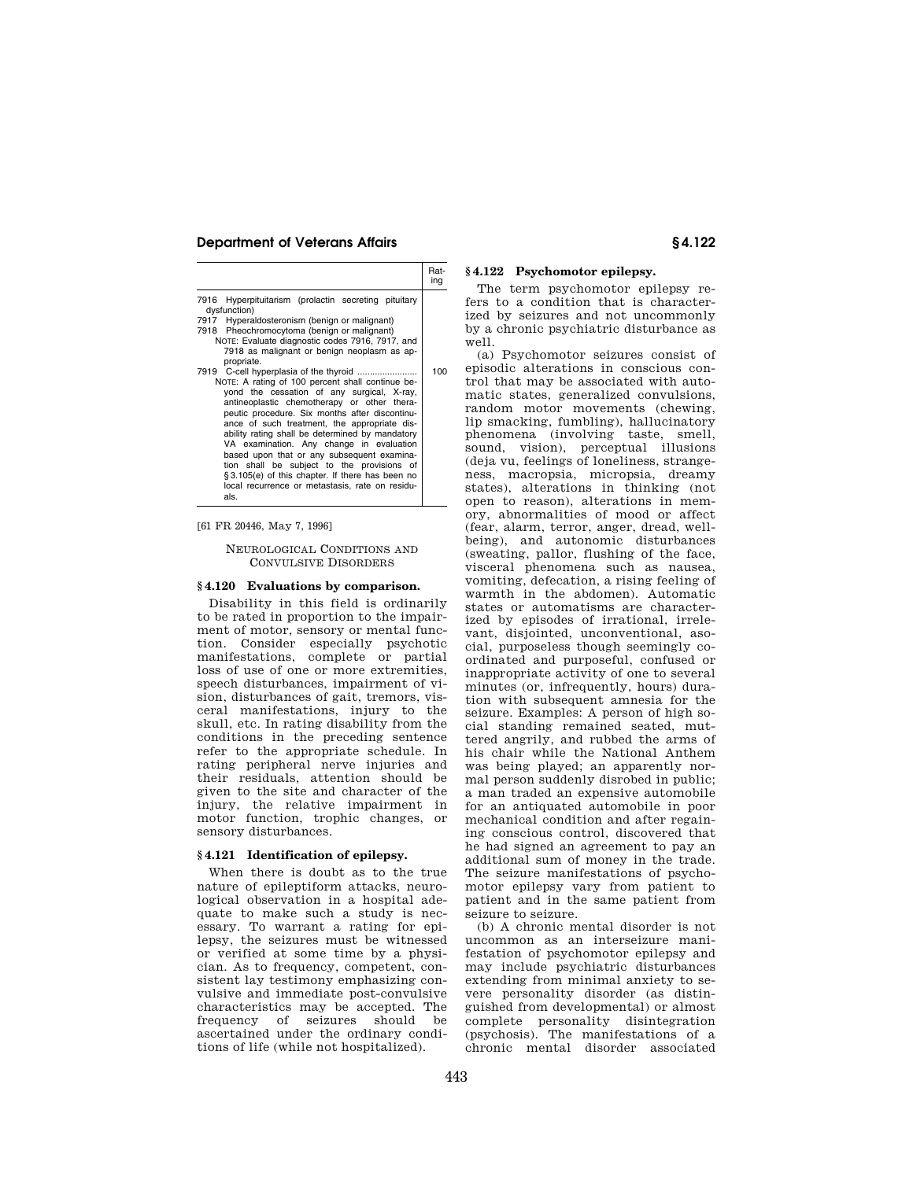| | Rating |
|---|---|
| 7916 Hyperpituitarism (prolactin secreting pituitary dysfunction) | |
| 7917 Hyperaldosteronism (benign or malignant) | |
| 7918 Pheochromocytoma (benign or malignant) | |
| NOTE: Evaluate diagnostic codes 7916, 7917, and 7918 as malignant or benign neoplasm as appropriate. | |
| 7919 C-cell hyperplasia of the thyroid | 100 |
| NOTE: A rating of 100 percent shall continue beyond the cessation of any surgical, X-ray, antineoplastic chemotherapy or other therapeutic procedure. Six months after discontinuance of such treatment, the appropriate disability rating shall be determined by mandatory VA examination. Any change in evaluation based upon that or any subsequent examination shall be subject to the provisions of §3.105(e) of this chapter. If there has been no local recurrence or metastasis, rate on residuals. | |

[61 FR 20446, May 7, 1996]

## NEUROLOGICAL CONDITIONS AND CONVULSIVE DISORDERS

### §4.120 Evaluations by comparison.

Disability in this field is ordinarily to be rated in proportion to the impairment of motor, sensory or mental function. Consider especially psychotic manifestations, complete or partial loss of use of one or more extremities, speech disturbances, impairment of vision, disturbances of gait, tremors, visceral manifestations, injury to the skull, etc. In rating disability from the conditions in the preceding sentence refer to the appropriate schedule. In rating peripheral nerve injuries and their residuals, attention should be given to the site and character of the injury, the relative impairment in motor function, trophic changes, or sensory disturbances.

### §4.121 Identification of epilepsy.

When there is doubt as to the true nature of epileptiform attacks, neurological observation in a hospital adequate to make such a study is necessary. To warrant a rating for epilepsy, the seizures must be witnessed or verified at some time by a physician. As to frequency, competent, consistent lay testimony emphasizing convulsive and immediate post-convulsive characteristics may be accepted. The frequency of seizures should be ascertained under the ordinary conditions of life (while not hospitalized).

### §4.122 Psychomotor epilepsy.

The term psychomotor epilepsy refers to a condition that is characterized by seizures and not uncommonly by a chronic psychiatric disturbance as well.

(a) Psychomotor seizures consist of episodic alterations in conscious control that may be associated with automatic states, generalized convulsions, random motor movements (chewing, lip smacking, fumbling), hallucinatory phenomena (involving taste, smell, sound, vision), perceptual illusions (deja vu, feelings of loneliness, strangeness, macropsia, micropsia, dreamy states), alterations in thinking (not open to reason), alterations in memory, abnormalities of mood or affect (fear, alarm, terror, anger, dread, well-being), and autonomic disturbances (sweating, pallor, flushing of the face, visceral phenomena such as nausea, vomiting, defecation, a rising feeling of warmth in the abdomen). Automatic states or automatisms are characterized by episodes of irrational, irrelevant, disjointed, unconventional, asocial, purposeless though seemingly coordinated and purposeful, confused or inappropriate activity of one to several minutes (or, infrequently, hours) duration with subsequent amnesia for the seizure. Examples: A person of high social standing remained seated, muttered angrily, and rubbed the arms of his chair while the National Anthem was being played; an apparently normal person suddenly disrobed in public; a man traded an expensive automobile for an antiquated automobile in poor mechanical condition and after regaining conscious control, discovered that he had signed an agreement to pay an additional sum of money in the trade. The seizure manifestations of psychomotor epilepsy vary from patient to patient and in the same patient from seizure to seizure.

(b) A chronic mental disorder is not uncommon as an interseizure manifestation of psychomotor epilepsy and may include psychiatric disturbances extending from minimal anxiety to severe personality disorder (as distinguished from developmental) or almost complete personality disintegration (psychosis). The manifestations of a chronic mental disorder associated